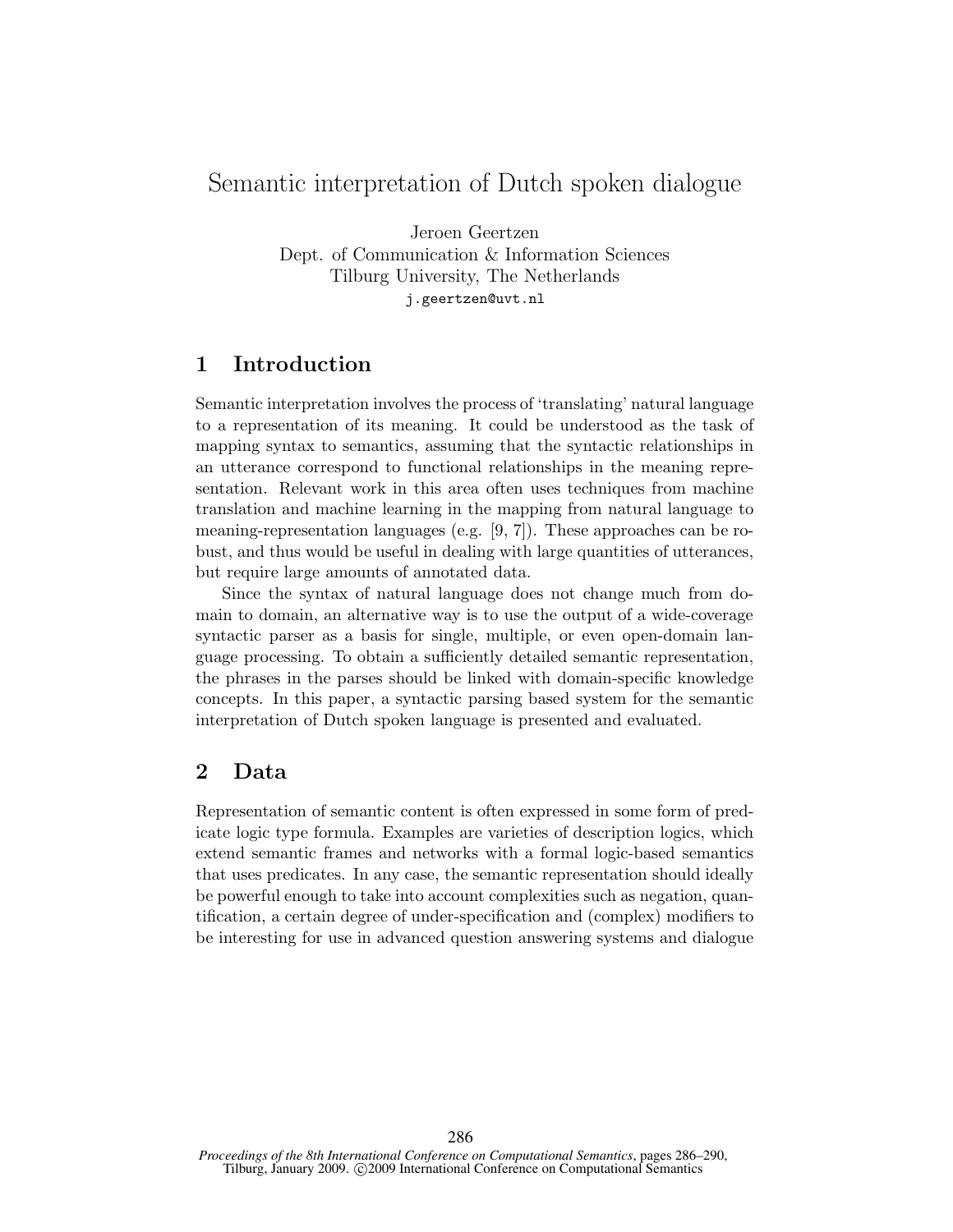# Semantic interpretation of Dutch spoken dialogue

Jeroen Geertzen
Dept. of Communication & Information Sciences
Tilburg University, The Netherlands
j.geertzen@uvt.nl

## 1 Introduction

Semantic interpretation involves the process of 'translating' natural language to a representation of its meaning. It could be understood as the task of mapping syntax to semantics, assuming that the syntactic relationships in an utterance correspond to functional relationships in the meaning representation. Relevant work in this area often uses techniques from machine translation and machine learning in the mapping from natural language to meaning-representation languages (e.g. [9, 7]). These approaches can be robust, and thus would be useful in dealing with large quantities of utterances, but require large amounts of annotated data.

Since the syntax of natural language does not change much from domain to domain, an alternative way is to use the output of a wide-coverage syntactic parser as a basis for single, multiple, or even open-domain language processing. To obtain a sufficiently detailed semantic representation, the phrases in the parses should be linked with domain-specific knowledge concepts. In this paper, a syntactic parsing based system for the semantic interpretation of Dutch spoken language is presented and evaluated.

## 2 Data

Representation of semantic content is often expressed in some form of predicate logic type formula. Examples are varieties of description logics, which extend semantic frames and networks with a formal logic-based semantics that uses predicates. In any case, the semantic representation should ideally be powerful enough to take into account complexities such as negation, quantification, a certain degree of under-specification and (complex) modifiers to be interesting for use in advanced question answering systems and dialogue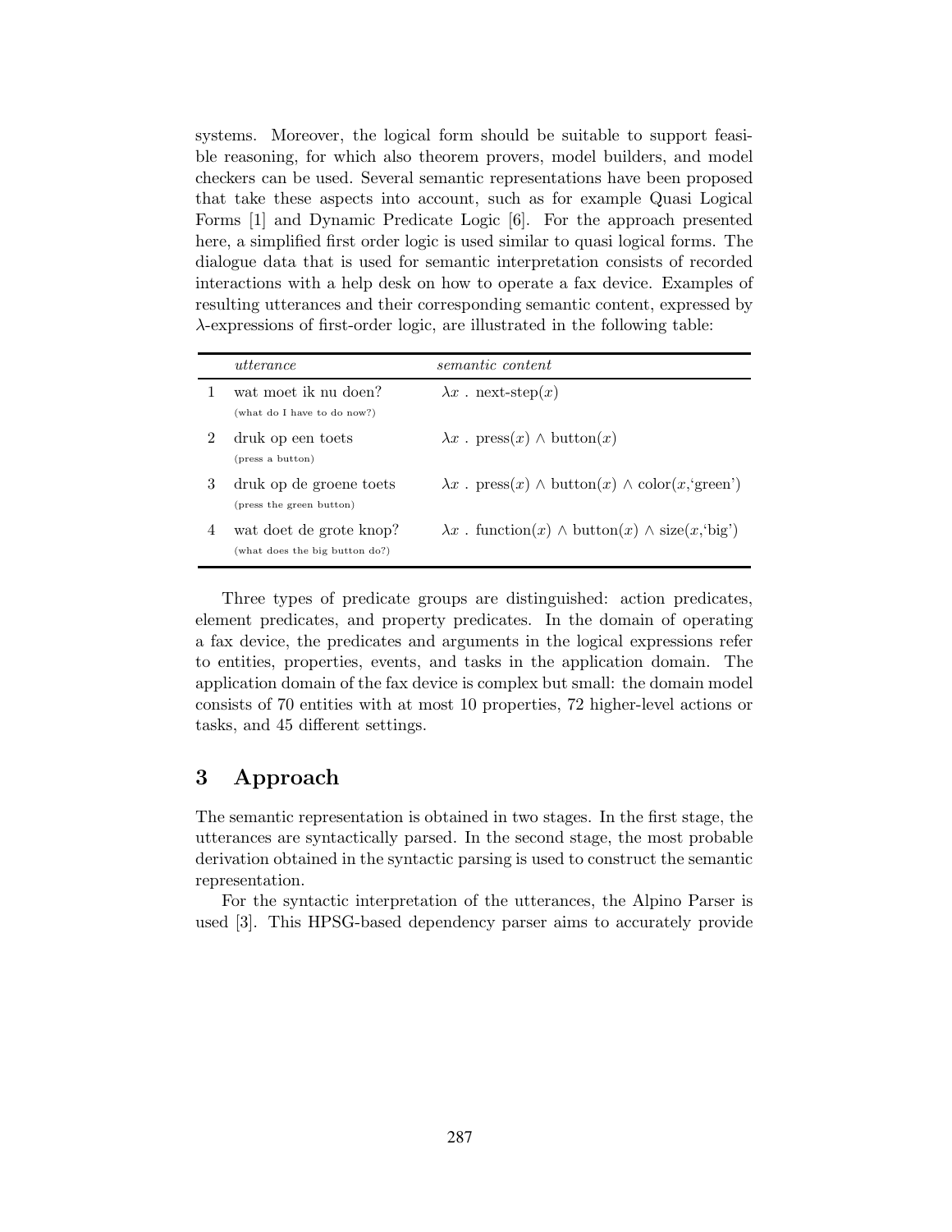systems. Moreover, the logical form should be suitable to support feasible reasoning, for which also theorem provers, model builders, and model checkers can be used. Several semantic representations have been proposed that take these aspects into account, such as for example Quasi Logical Forms [1] and Dynamic Predicate Logic [6]. For the approach presented here, a simplified first order logic is used similar to quasi logical forms. The dialogue data that is used for semantic interpretation consists of recorded interactions with a help desk on how to operate a fax device. Examples of resulting utterances and their corresponding semantic content, expressed by $\lambda$-expressions of first-order logic, are illustrated in the following table:

| | *utterance* | *semantic content* |
|---|---|---|
| 1 | wat moet ik nu doen? (what do I have to do now?) | $\lambda x$ . next-step($x$) |
| 2 | druk op een toets (press a button) | $\lambda x$ . press($x$) $\wedge$ button($x$) |
| 3 | druk op de groene toets (press the green button) | $\lambda x$ . press($x$) $\wedge$ button($x$) $\wedge$ color($x$,'green') |
| 4 | wat doet de grote knop? (what does the big button do?) | $\lambda x$ . function($x$) $\wedge$ button($x$) $\wedge$ size($x$,'big') |

Three types of predicate groups are distinguished: action predicates, element predicates, and property predicates. In the domain of operating a fax device, the predicates and arguments in the logical expressions refer to entities, properties, events, and tasks in the application domain. The application domain of the fax device is complex but small: the domain model consists of 70 entities with at most 10 properties, 72 higher-level actions or tasks, and 45 different settings.

## 3 Approach

The semantic representation is obtained in two stages. In the first stage, the utterances are syntactically parsed. In the second stage, the most probable derivation obtained in the syntactic parsing is used to construct the semantic representation.

For the syntactic interpretation of the utterances, the Alpino Parser is used [3]. This HPSG-based dependency parser aims to accurately provide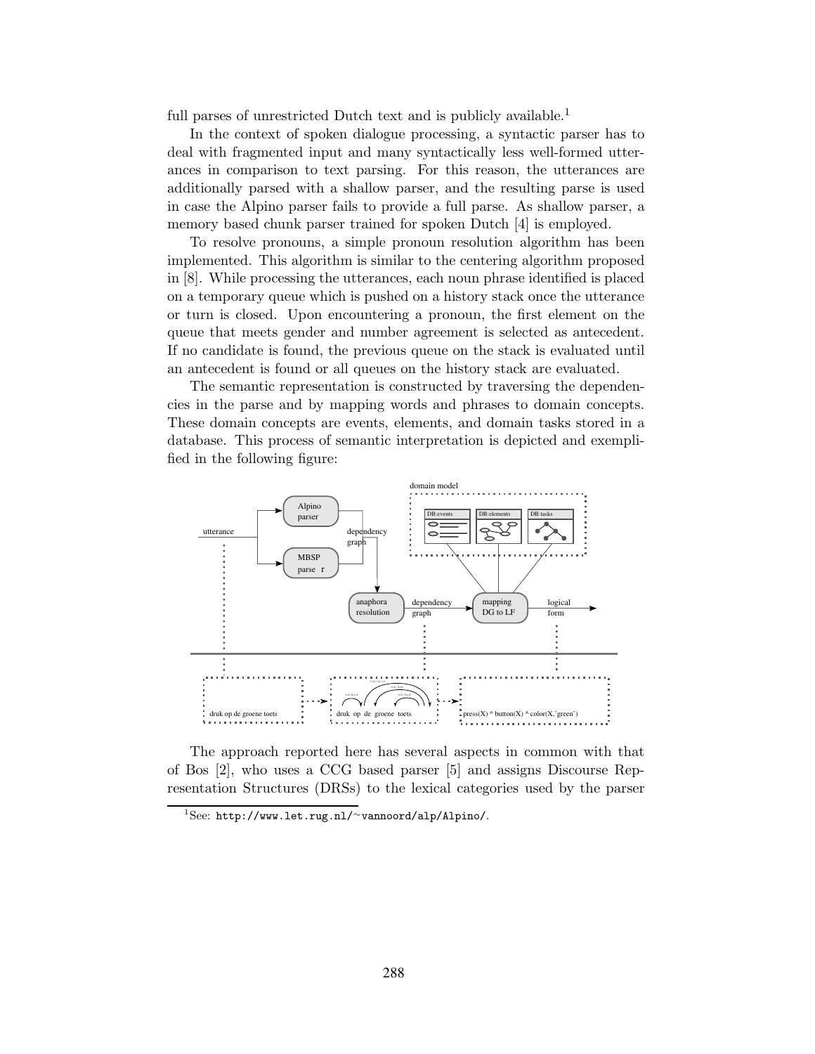full parses of unrestricted Dutch text and is publicly available.[1]

In the context of spoken dialogue processing, a syntactic parser has to deal with fragmented input and many syntactically less well-formed utterances in comparison to text parsing. For this reason, the utterances are additionally parsed with a shallow parser, and the resulting parse is used in case the Alpino parser fails to provide a full parse. As shallow parser, a memory based chunk parser trained for spoken Dutch [4] is employed.

To resolve pronouns, a simple pronoun resolution algorithm has been implemented. This algorithm is similar to the centering algorithm proposed in [8]. While processing the utterances, each noun phrase identified is placed on a temporary queue which is pushed on a history stack once the utterance or turn is closed. Upon encountering a pronoun, the first element on the queue that meets gender and number agreement is selected as antecedent. If no candidate is found, the previous queue on the stack is evaluated until an antecedent is found or all queues on the history stack are evaluated.

The semantic representation is constructed by traversing the dependencies in the parse and by mapping words and phrases to domain concepts. These domain concepts are events, elements, and domain tasks stored in a database. This process of semantic interpretation is depicted and exemplified in the following figure:

The approach reported here has several aspects in common with that of Bos [2], who uses a CCG based parser [5] and assigns Discourse Representation Structures (DRSs) to the lexical categories used by the parser

[1] See: http://www.let.rug.nl/~vannoord/alp/Alpino/.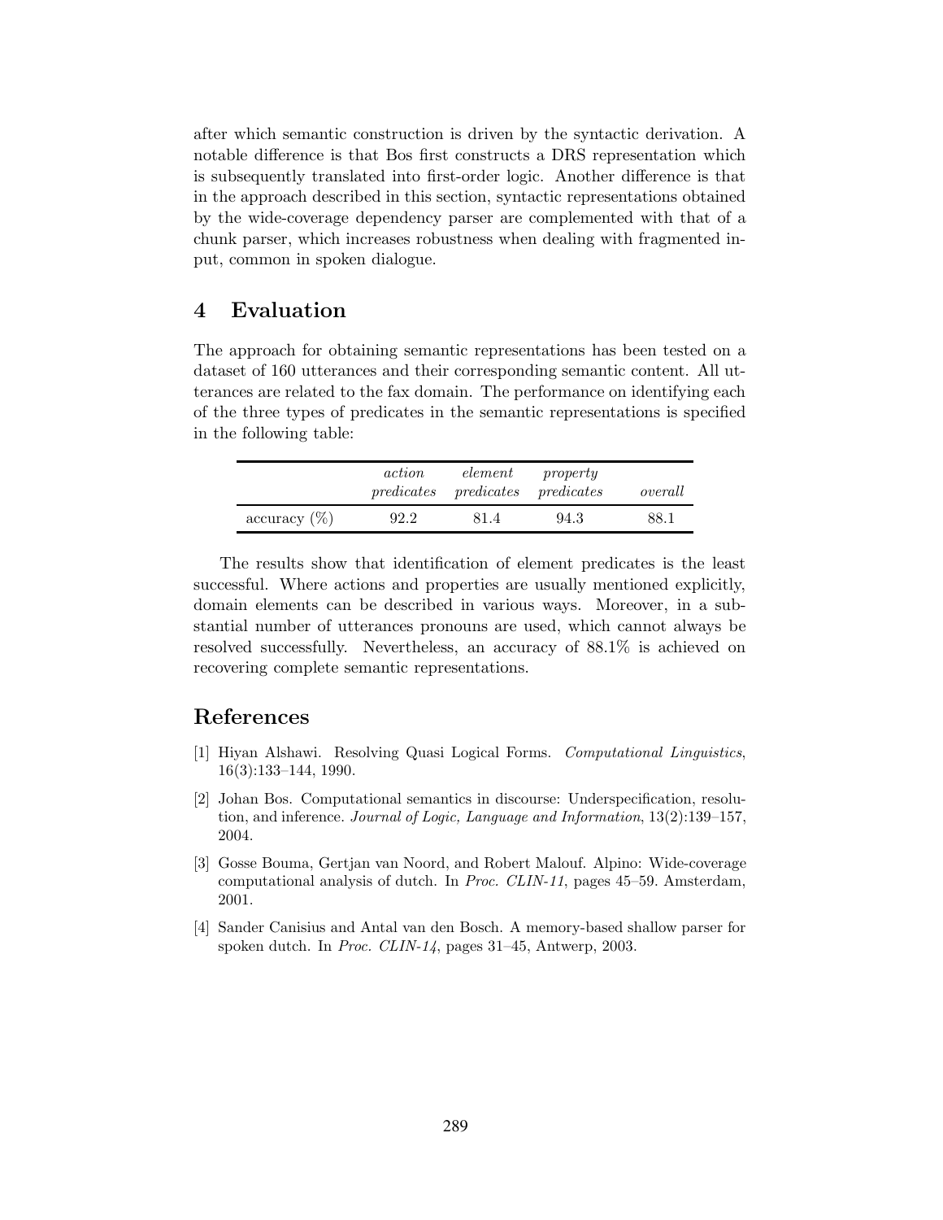after which semantic construction is driven by the syntactic derivation. A notable difference is that Bos first constructs a DRS representation which is subsequently translated into first-order logic. Another difference is that in the approach described in this section, syntactic representations obtained by the wide-coverage dependency parser are complemented with that of a chunk parser, which increases robustness when dealing with fragmented input, common in spoken dialogue.

## 4 Evaluation

The approach for obtaining semantic representations has been tested on a dataset of 160 utterances and their corresponding semantic content. All utterances are related to the fax domain. The performance on identifying each of the three types of predicates in the semantic representations is specified in the following table:

| | *action predicates* | *element predicates* | *property predicates* | *overall* |
|---|---|---|---|---|
| accuracy (%) | 92.2 | 81.4 | 94.3 | 88.1 |

The results show that identification of element predicates is the least successful. Where actions and properties are usually mentioned explicitly, domain elements can be described in various ways. Moreover, in a substantial number of utterances pronouns are used, which cannot always be resolved successfully. Nevertheless, an accuracy of 88.1% is achieved on recovering complete semantic representations.

## References

[1] Hiyan Alshawi. Resolving Quasi Logical Forms. *Computational Linguistics*, 16(3):133–144, 1990.

[2] Johan Bos. Computational semantics in discourse: Underspecification, resolution, and inference. *Journal of Logic, Language and Information*, 13(2):139–157, 2004.

[3] Gosse Bouma, Gertjan van Noord, and Robert Malouf. Alpino: Wide-coverage computational analysis of dutch. In *Proc. CLIN-11*, pages 45–59. Amsterdam, 2001.

[4] Sander Canisius and Antal van den Bosch. A memory-based shallow parser for spoken dutch. In *Proc. CLIN-14*, pages 31–45, Antwerp, 2003.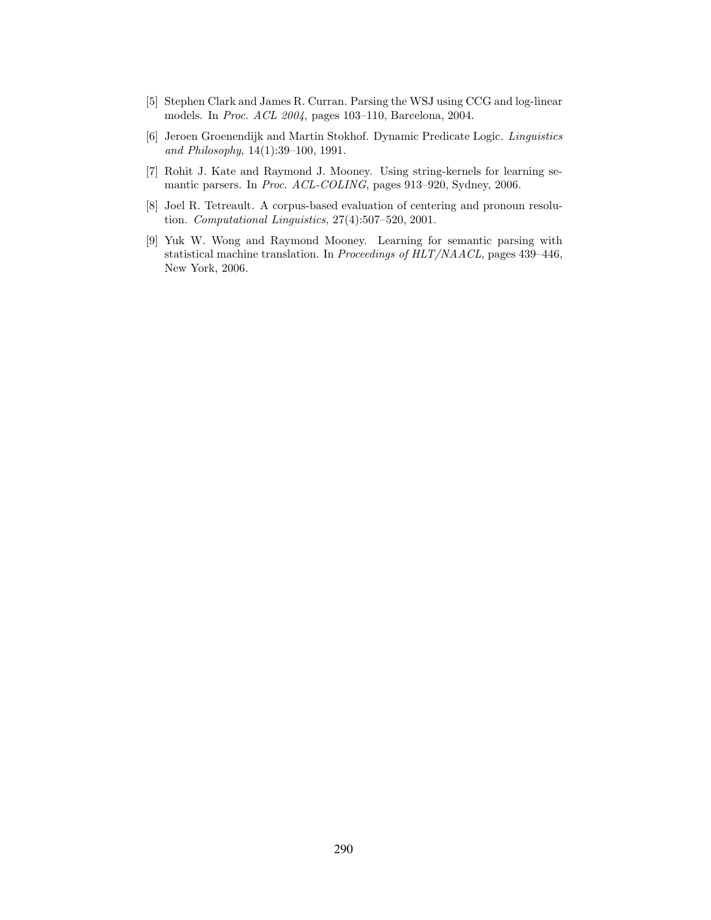[5] Stephen Clark and James R. Curran. Parsing the WSJ using CCG and log-linear models. In *Proc. ACL 2004*, pages 103–110, Barcelona, 2004.

[6] Jeroen Groenendijk and Martin Stokhof. Dynamic Predicate Logic. *Linguistics and Philosophy*, 14(1):39–100, 1991.

[7] Rohit J. Kate and Raymond J. Mooney. Using string-kernels for learning semantic parsers. In *Proc. ACL-COLING*, pages 913–920, Sydney, 2006.

[8] Joel R. Tetreault. A corpus-based evaluation of centering and pronoun resolution. *Computational Linguistics*, 27(4):507–520, 2001.

[9] Yuk W. Wong and Raymond Mooney. Learning for semantic parsing with statistical machine translation. In *Proceedings of HLT/NAACL*, pages 439–446, New York, 2006.